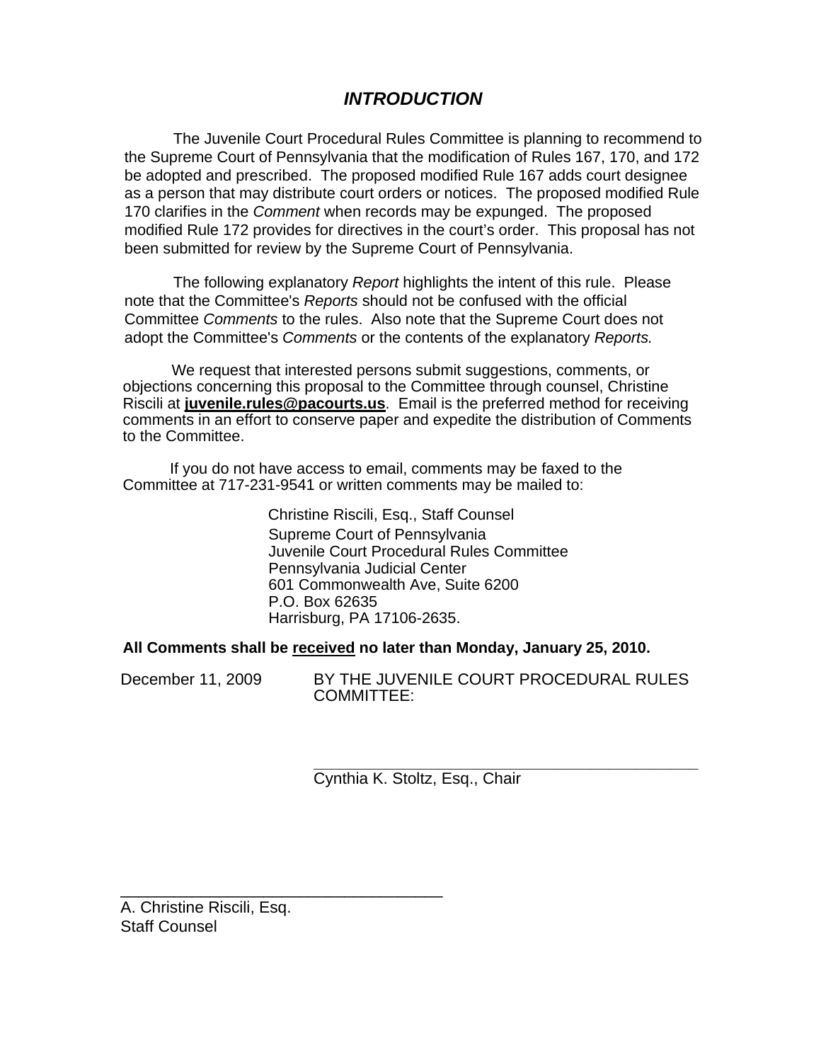## *INTRODUCTION*

The Juvenile Court Procedural Rules Committee is planning to recommend to the Supreme Court of Pennsylvania that the modification of Rules 167, 170, and 172 be adopted and prescribed. The proposed modified Rule 167 adds court designee as a person that may distribute court orders or notices. The proposed modified Rule 170 clarifies in the *Comment* when records may be expunged. The proposed modified Rule 172 provides for directives in the court's order. This proposal has not been submitted for review by the Supreme Court of Pennsylvania.

The following explanatory *Report* highlights the intent of this rule. Please note that the Committee's *Reports* should not be confused with the official Committee *Comments* to the rules. Also note that the Supreme Court does not adopt the Committee's *Comments* or the contents of the explanatory *Reports.*

We request that interested persons submit suggestions, comments, or objections concerning this proposal to the Committee through counsel, Christine Riscili at **juvenile.rules@pacourts.us**. Email is the preferred method for receiving comments in an effort to conserve paper and expedite the distribution of Comments to the Committee.

If you do not have access to email, comments may be faxed to the Committee at 717-231-9541 or written comments may be mailed to:

Christine Riscili, Esq., Staff Counsel
Supreme Court of Pennsylvania
Juvenile Court Procedural Rules Committee
Pennsylvania Judicial Center
601 Commonwealth Ave, Suite 6200
P.O. Box 62635
Harrisburg, PA 17106-2635.

**All Comments shall be received no later than Monday, January 25, 2010.**

December 11, 2009 BY THE JUVENILE COURT PROCEDURAL RULES COMMITTEE:

\_\_\_\_\_\_\_\_\_\_\_\_\_\_\_\_\_\_\_\_\_\_\_\_\_\_\_\_\_\_\_\_\_\_\_\_\_\_\_\_
Cynthia K. Stoltz, Esq., Chair

\_\_\_\_\_\_\_\_\_\_\_\_\_\_\_\_\_\_\_\_\_\_\_\_\_\_\_\_\_\_\_\_\_\_\_\_\_\_\_\_
A. Christine Riscili, Esq.
Staff Counsel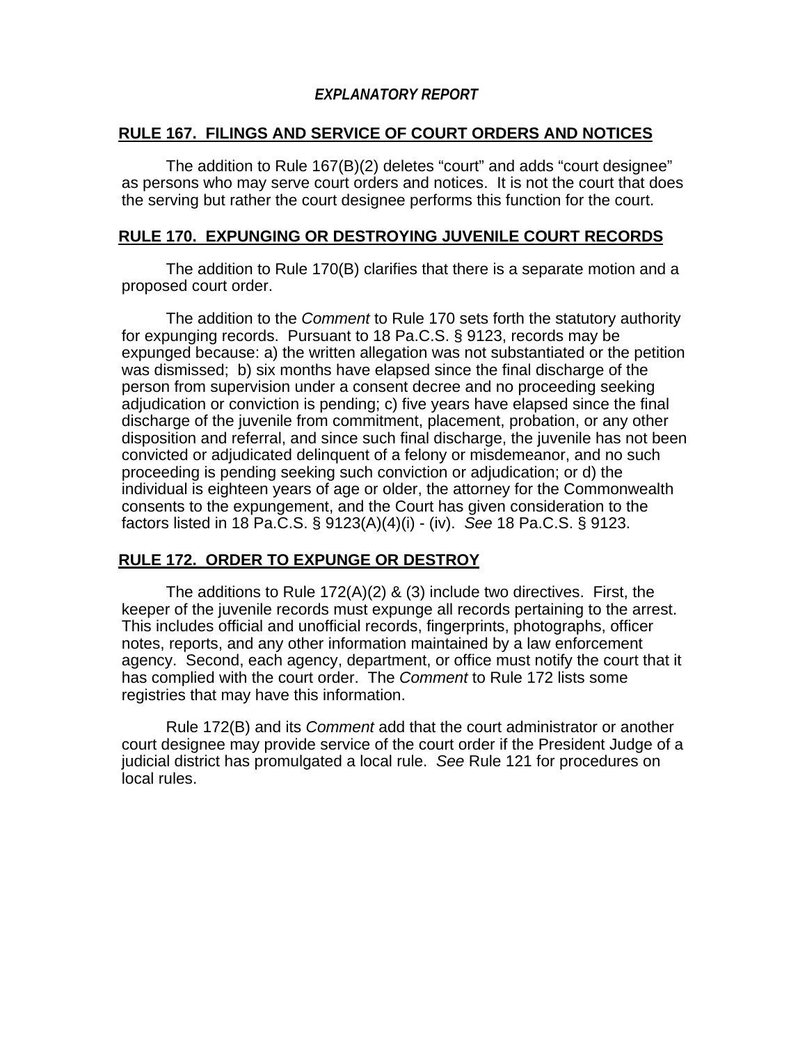*EXPLANATORY REPORT*

## RULE 167. FILINGS AND SERVICE OF COURT ORDERS AND NOTICES

The addition to Rule 167(B)(2) deletes “court” and adds “court designee” as persons who may serve court orders and notices. It is not the court that does the serving but rather the court designee performs this function for the court.

## RULE 170. EXPUNGING OR DESTROYING JUVENILE COURT RECORDS

The addition to Rule 170(B) clarifies that there is a separate motion and a proposed court order.

The addition to the *Comment* to Rule 170 sets forth the statutory authority for expunging records. Pursuant to 18 Pa.C.S. § 9123, records may be expunged because: a) the written allegation was not substantiated or the petition was dismissed; b) six months have elapsed since the final discharge of the person from supervision under a consent decree and no proceeding seeking adjudication or conviction is pending; c) five years have elapsed since the final discharge of the juvenile from commitment, placement, probation, or any other disposition and referral, and since such final discharge, the juvenile has not been convicted or adjudicated delinquent of a felony or misdemeanor, and no such proceeding is pending seeking such conviction or adjudication; or d) the individual is eighteen years of age or older, the attorney for the Commonwealth consents to the expungement, and the Court has given consideration to the factors listed in 18 Pa.C.S. § 9123(A)(4)(i) - (iv). *See* 18 Pa.C.S. § 9123.

## RULE 172. ORDER TO EXPUNGE OR DESTROY

The additions to Rule 172(A)(2) & (3) include two directives. First, the keeper of the juvenile records must expunge all records pertaining to the arrest. This includes official and unofficial records, fingerprints, photographs, officer notes, reports, and any other information maintained by a law enforcement agency. Second, each agency, department, or office must notify the court that it has complied with the court order. The *Comment* to Rule 172 lists some registries that may have this information.

Rule 172(B) and its *Comment* add that the court administrator or another court designee may provide service of the court order if the President Judge of a judicial district has promulgated a local rule. *See* Rule 121 for procedures on local rules.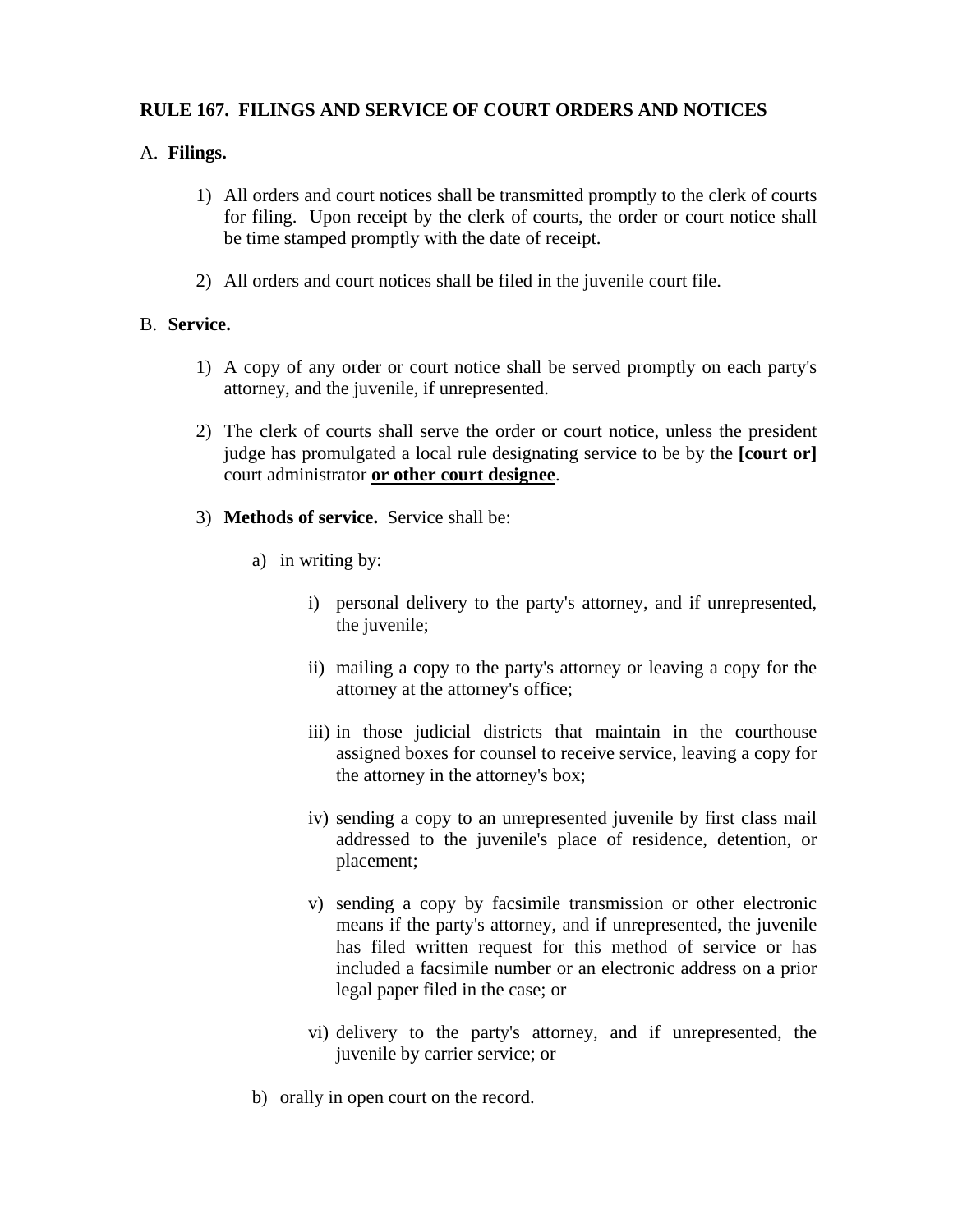**RULE 167. FILINGS AND SERVICE OF COURT ORDERS AND NOTICES**

A. **Filings.**

1) All orders and court notices shall be transmitted promptly to the clerk of courts for filing. Upon receipt by the clerk of courts, the order or court notice shall be time stamped promptly with the date of receipt.

2) All orders and court notices shall be filed in the juvenile court file.

B. **Service.**

1) A copy of any order or court notice shall be served promptly on each party's attorney, and the juvenile, if unrepresented.

2) The clerk of courts shall serve the order or court notice, unless the president judge has promulgated a local rule designating service to be by the **[court or]** court administrator <u>**or other court designee**</u>.

3) **Methods of service.** Service shall be:

   a) in writing by:

      i) personal delivery to the party's attorney, and if unrepresented, the juvenile;

      ii) mailing a copy to the party's attorney or leaving a copy for the attorney at the attorney's office;

      iii) in those judicial districts that maintain in the courthouse assigned boxes for counsel to receive service, leaving a copy for the attorney in the attorney's box;

      iv) sending a copy to an unrepresented juvenile by first class mail addressed to the juvenile's place of residence, detention, or placement;

      v) sending a copy by facsimile transmission or other electronic means if the party's attorney, and if unrepresented, the juvenile has filed written request for this method of service or has included a facsimile number or an electronic address on a prior legal paper filed in the case; or

      vi) delivery to the party's attorney, and if unrepresented, the juvenile by carrier service; or

   b) orally in open court on the record.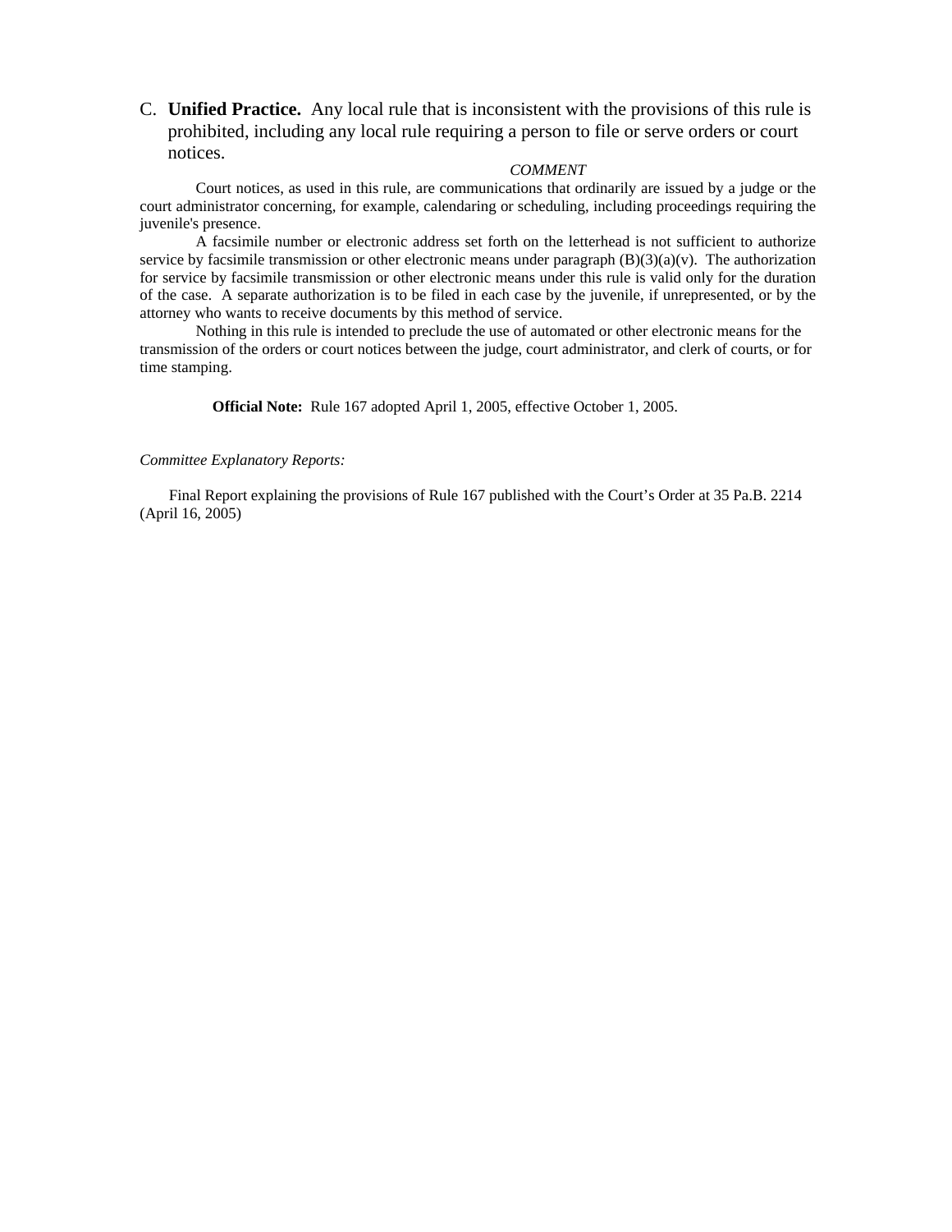C. **Unified Practice.** Any local rule that is inconsistent with the provisions of this rule is prohibited, including any local rule requiring a person to file or serve orders or court notices.

*COMMENT*

Court notices, as used in this rule, are communications that ordinarily are issued by a judge or the court administrator concerning, for example, calendaring or scheduling, including proceedings requiring the juvenile's presence.

A facsimile number or electronic address set forth on the letterhead is not sufficient to authorize service by facsimile transmission or other electronic means under paragraph (B)(3)(a)(v). The authorization for service by facsimile transmission or other electronic means under this rule is valid only for the duration of the case. A separate authorization is to be filed in each case by the juvenile, if unrepresented, or by the attorney who wants to receive documents by this method of service.

Nothing in this rule is intended to preclude the use of automated or other electronic means for the transmission of the orders or court notices between the judge, court administrator, and clerk of courts, or for time stamping.

**Official Note:** Rule 167 adopted April 1, 2005, effective October 1, 2005.

*Committee Explanatory Reports:*

Final Report explaining the provisions of Rule 167 published with the Court's Order at 35 Pa.B. 2214 (April 16, 2005)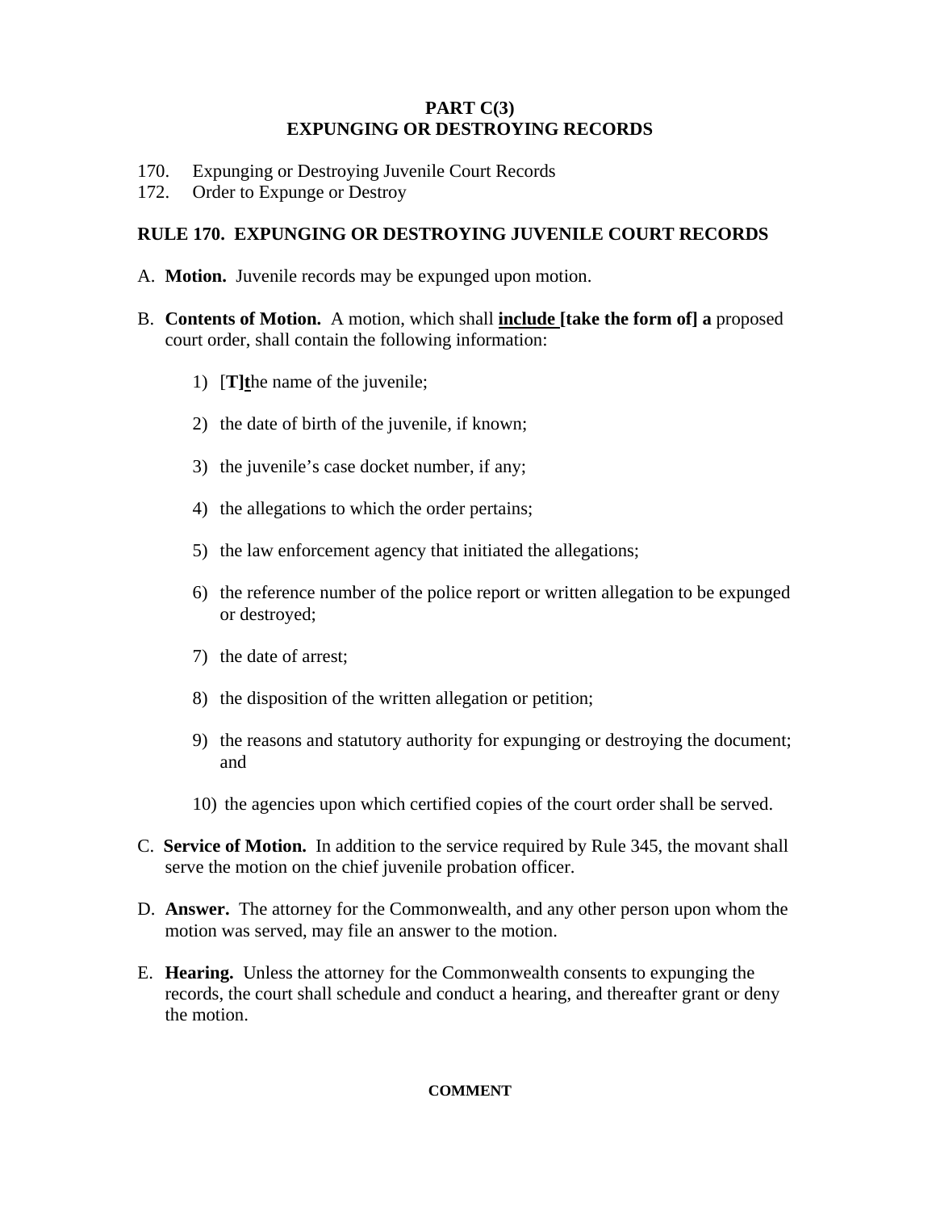**PART C(3)**
**EXPUNGING OR DESTROYING RECORDS**

170. Expunging or Destroying Juvenile Court Records
172. Order to Expunge or Destroy

**RULE 170. EXPUNGING OR DESTROYING JUVENILE COURT RECORDS**

A. **Motion.** Juvenile records may be expunged upon motion.

B. **Contents of Motion.** A motion, which shall **<u>include</u> [take the form of] a** proposed court order, shall contain the following information:

   1) [**T]<u>t</u>**he name of the juvenile;

   2) the date of birth of the juvenile, if known;

   3) the juvenile's case docket number, if any;

   4) the allegations to which the order pertains;

   5) the law enforcement agency that initiated the allegations;

   6) the reference number of the police report or written allegation to be expunged or destroyed;

   7) the date of arrest;

   8) the disposition of the written allegation or petition;

   9) the reasons and statutory authority for expunging or destroying the document; and

   10) the agencies upon which certified copies of the court order shall be served.

C. **Service of Motion.** In addition to the service required by Rule 345, the movant shall serve the motion on the chief juvenile probation officer.

D. **Answer.** The attorney for the Commonwealth, and any other person upon whom the motion was served, may file an answer to the motion.

E. **Hearing.** Unless the attorney for the Commonwealth consents to expunging the records, the court shall schedule and conduct a hearing, and thereafter grant or deny the motion.

**COMMENT**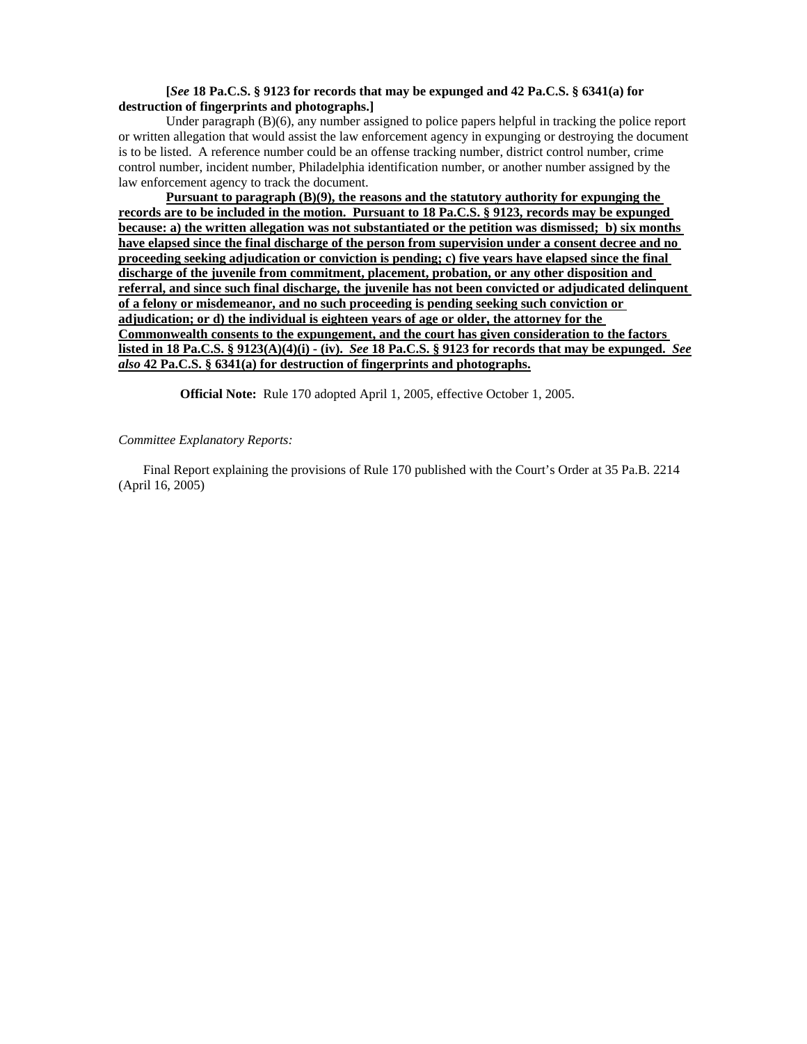**[*See* 18 Pa.C.S. § 9123 for records that may be expunged and 42 Pa.C.S. § 6341(a) for destruction of fingerprints and photographs.]**

Under paragraph (B)(6), any number assigned to police papers helpful in tracking the police report or written allegation that would assist the law enforcement agency in expunging or destroying the document is to be listed. A reference number could be an offense tracking number, district control number, crime control number, incident number, Philadelphia identification number, or another number assigned by the law enforcement agency to track the document.

<u>**Pursuant to paragraph (B)(9), the reasons and the statutory authority for expunging the records are to be included in the motion. Pursuant to 18 Pa.C.S. § 9123, records may be expunged because: a) the written allegation was not substantiated or the petition was dismissed; b) six months have elapsed since the final discharge of the person from supervision under a consent decree and no proceeding seeking adjudication or conviction is pending; c) five years have elapsed since the final discharge of the juvenile from commitment, placement, probation, or any other disposition and referral, and since such final discharge, the juvenile has not been convicted or adjudicated delinquent of a felony or misdemeanor, and no such proceeding is pending seeking such conviction or adjudication; or d) the individual is eighteen years of age or older, the attorney for the Commonwealth consents to the expungement, and the court has given consideration to the factors listed in 18 Pa.C.S. § 9123(A)(4)(i) - (iv). *See* 18 Pa.C.S. § 9123 for records that may be expunged. *See also* 42 Pa.C.S. § 6341(a) for destruction of fingerprints and photographs.**</u>

**Official Note:** Rule 170 adopted April 1, 2005, effective October 1, 2005.

*Committee Explanatory Reports:*

Final Report explaining the provisions of Rule 170 published with the Court's Order at 35 Pa.B. 2214 (April 16, 2005)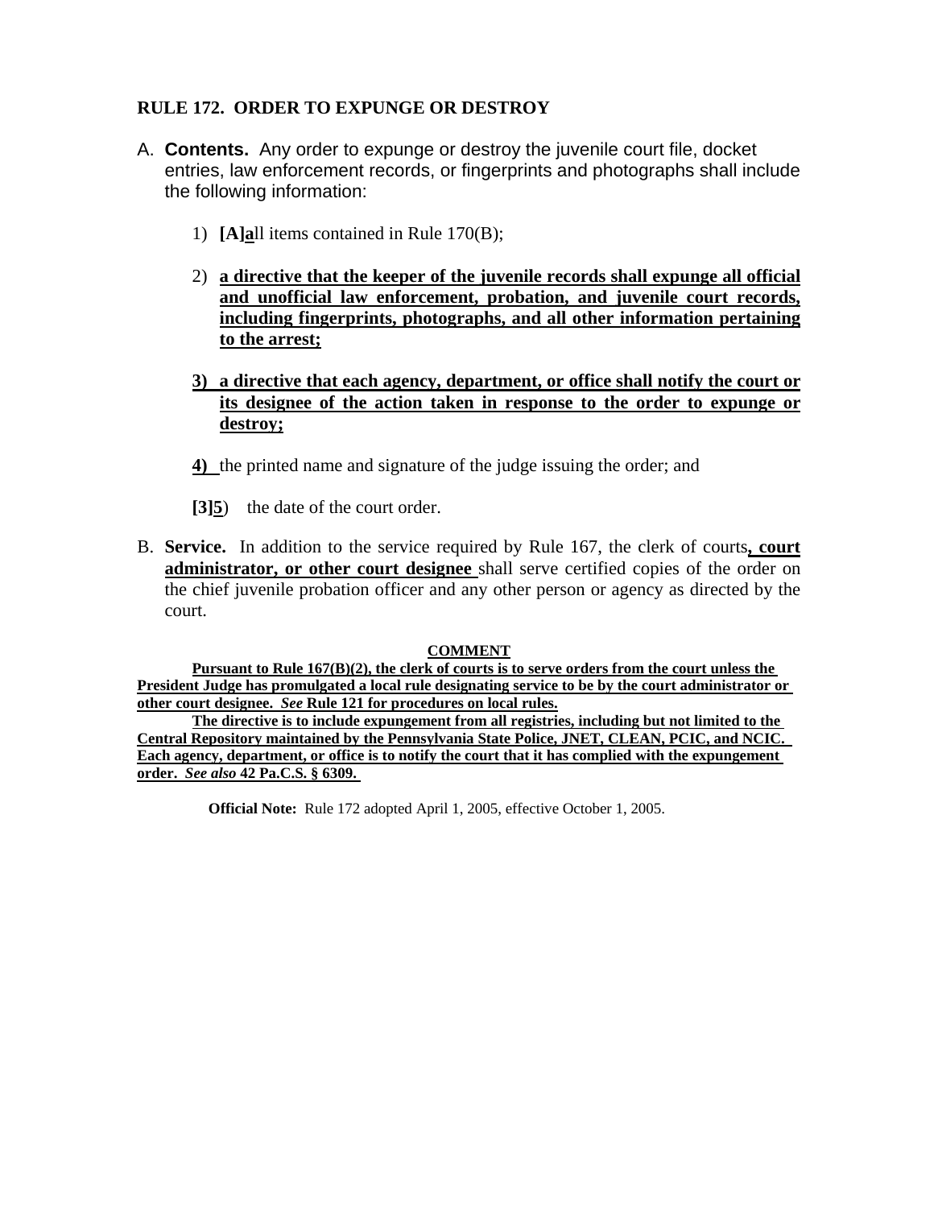**RULE 172. ORDER TO EXPUNGE OR DESTROY**

A. **Contents.** Any order to expunge or destroy the juvenile court file, docket entries, law enforcement records, or fingerprints and photographs shall include the following information:

   1) **[A]**<u>**a**</u>ll items contained in Rule 170(B);

   2) <u>**a directive that the keeper of the juvenile records shall expunge all official and unofficial law enforcement, probation, and juvenile court records, including fingerprints, photographs, and all other information pertaining to the arrest;**</u>

   <u>**3) a directive that each agency, department, or office shall notify the court or its designee of the action taken in response to the order to expunge or destroy;**</u>

   <u>**4)**</u> the printed name and signature of the judge issuing the order; and

   **[3]**<u>**5**</u>) the date of the court order.

B. **Service.** In addition to the service required by Rule 167, the clerk of courts<u>**, court administrator, or other court designee**</u> shall serve certified copies of the order on the chief juvenile probation officer and any other person or agency as directed by the court.

<u>**COMMENT**</u>

<u>**Pursuant to Rule 167(B)(2), the clerk of courts is to serve orders from the court unless the President Judge has promulgated a local rule designating service to be by the court administrator or other court designee. *See* Rule 121 for procedures on local rules.**</u>

<u>**The directive is to include expungement from all registries, including but not limited to the Central Repository maintained by the Pennsylvania State Police, JNET, CLEAN, PCIC, and NCIC. Each agency, department, or office is to notify the court that it has complied with the expungement order. *See also* 42 Pa.C.S. § 6309.**</u>

**Official Note:** Rule 172 adopted April 1, 2005, effective October 1, 2005.